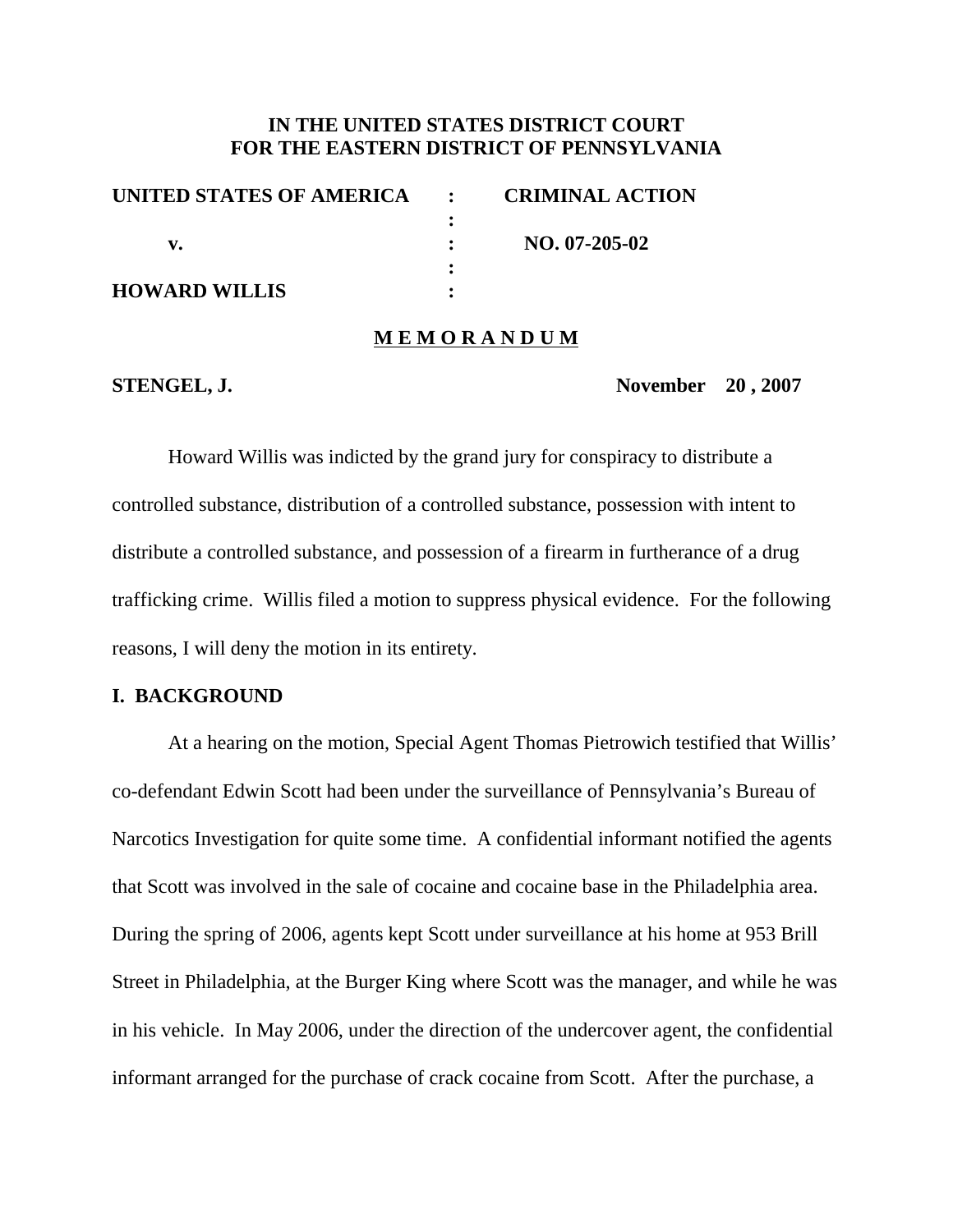**IN THE UNITED STATES DISTRICT COURT**
**FOR THE EASTERN DISTRICT OF PENNSYLVANIA**

| | | |
|---|---|---|
| **UNITED STATES OF AMERICA** | : | **CRIMINAL ACTION** |
| | : | |
| **v.** | : | **NO. 07-205-02** |
| | : | |
| **HOWARD WILLIS** | : | |

**M E M O R A N D U M**

**STENGEL, J.** **November 20 , 2007**

Howard Willis was indicted by the grand jury for conspiracy to distribute a controlled substance, distribution of a controlled substance, possession with intent to distribute a controlled substance, and possession of a firearm in furtherance of a drug trafficking crime. Willis filed a motion to suppress physical evidence. For the following reasons, I will deny the motion in its entirety.

## I. BACKGROUND

At a hearing on the motion, Special Agent Thomas Pietrowich testified that Willis' co-defendant Edwin Scott had been under the surveillance of Pennsylvania's Bureau of Narcotics Investigation for quite some time. A confidential informant notified the agents that Scott was involved in the sale of cocaine and cocaine base in the Philadelphia area. During the spring of 2006, agents kept Scott under surveillance at his home at 953 Brill Street in Philadelphia, at the Burger King where Scott was the manager, and while he was in his vehicle. In May 2006, under the direction of the undercover agent, the confidential informant arranged for the purchase of crack cocaine from Scott. After the purchase, a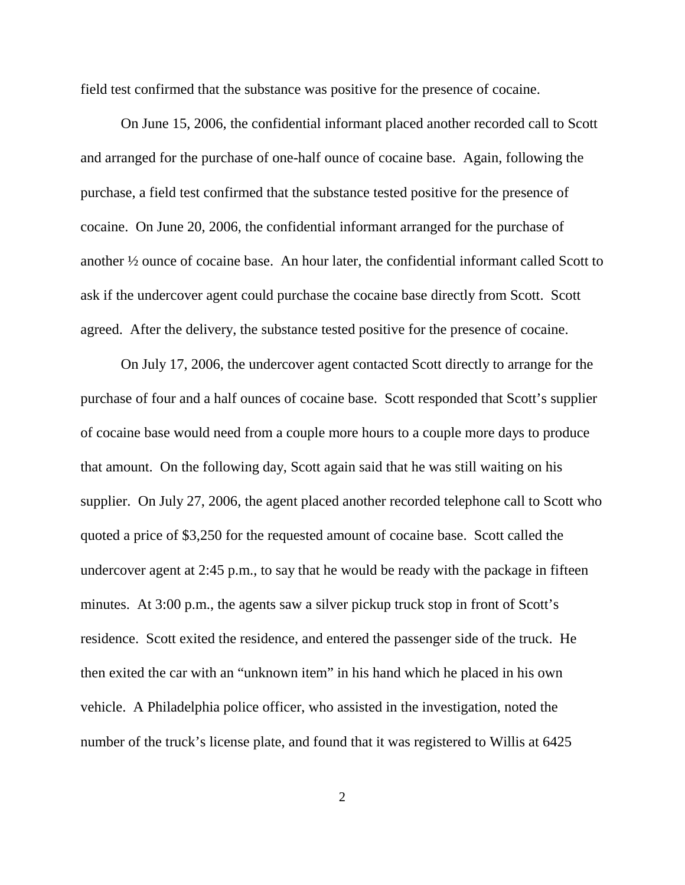field test confirmed that the substance was positive for the presence of cocaine.

On June 15, 2006, the confidential informant placed another recorded call to Scott and arranged for the purchase of one-half ounce of cocaine base. Again, following the purchase, a field test confirmed that the substance tested positive for the presence of cocaine. On June 20, 2006, the confidential informant arranged for the purchase of another ½ ounce of cocaine base. An hour later, the confidential informant called Scott to ask if the undercover agent could purchase the cocaine base directly from Scott. Scott agreed. After the delivery, the substance tested positive for the presence of cocaine.

On July 17, 2006, the undercover agent contacted Scott directly to arrange for the purchase of four and a half ounces of cocaine base. Scott responded that Scott's supplier of cocaine base would need from a couple more hours to a couple more days to produce that amount. On the following day, Scott again said that he was still waiting on his supplier. On July 27, 2006, the agent placed another recorded telephone call to Scott who quoted a price of $3,250 for the requested amount of cocaine base. Scott called the undercover agent at 2:45 p.m., to say that he would be ready with the package in fifteen minutes. At 3:00 p.m., the agents saw a silver pickup truck stop in front of Scott's residence. Scott exited the residence, and entered the passenger side of the truck. He then exited the car with an "unknown item" in his hand which he placed in his own vehicle. A Philadelphia police officer, who assisted in the investigation, noted the number of the truck's license plate, and found that it was registered to Willis at 6425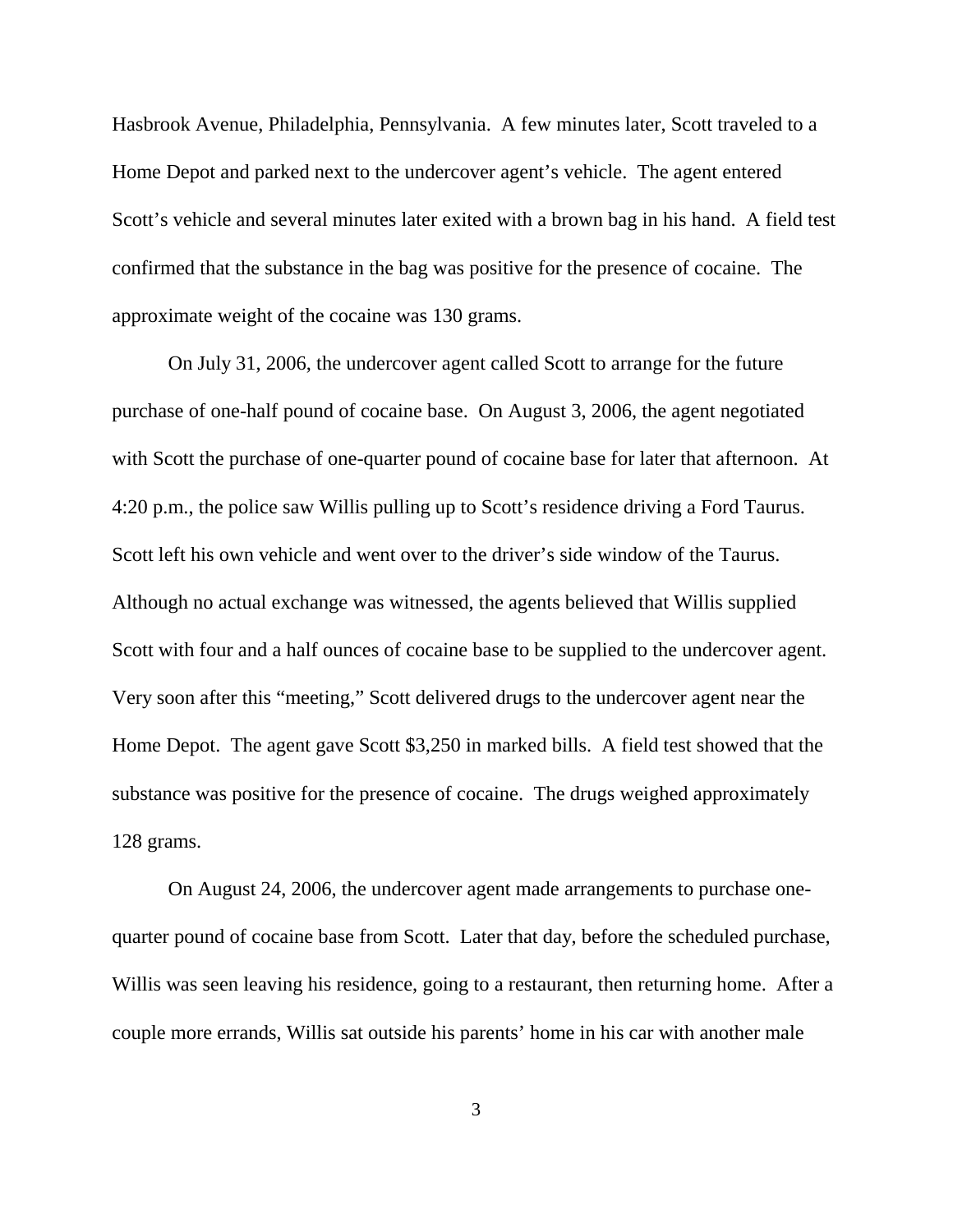Hasbrook Avenue, Philadelphia, Pennsylvania. A few minutes later, Scott traveled to a Home Depot and parked next to the undercover agent's vehicle. The agent entered Scott's vehicle and several minutes later exited with a brown bag in his hand. A field test confirmed that the substance in the bag was positive for the presence of cocaine. The approximate weight of the cocaine was 130 grams.

On July 31, 2006, the undercover agent called Scott to arrange for the future purchase of one-half pound of cocaine base. On August 3, 2006, the agent negotiated with Scott the purchase of one-quarter pound of cocaine base for later that afternoon. At 4:20 p.m., the police saw Willis pulling up to Scott's residence driving a Ford Taurus. Scott left his own vehicle and went over to the driver's side window of the Taurus. Although no actual exchange was witnessed, the agents believed that Willis supplied Scott with four and a half ounces of cocaine base to be supplied to the undercover agent. Very soon after this "meeting," Scott delivered drugs to the undercover agent near the Home Depot. The agent gave Scott $3,250 in marked bills. A field test showed that the substance was positive for the presence of cocaine. The drugs weighed approximately 128 grams.

On August 24, 2006, the undercover agent made arrangements to purchase one-quarter pound of cocaine base from Scott. Later that day, before the scheduled purchase, Willis was seen leaving his residence, going to a restaurant, then returning home. After a couple more errands, Willis sat outside his parents' home in his car with another male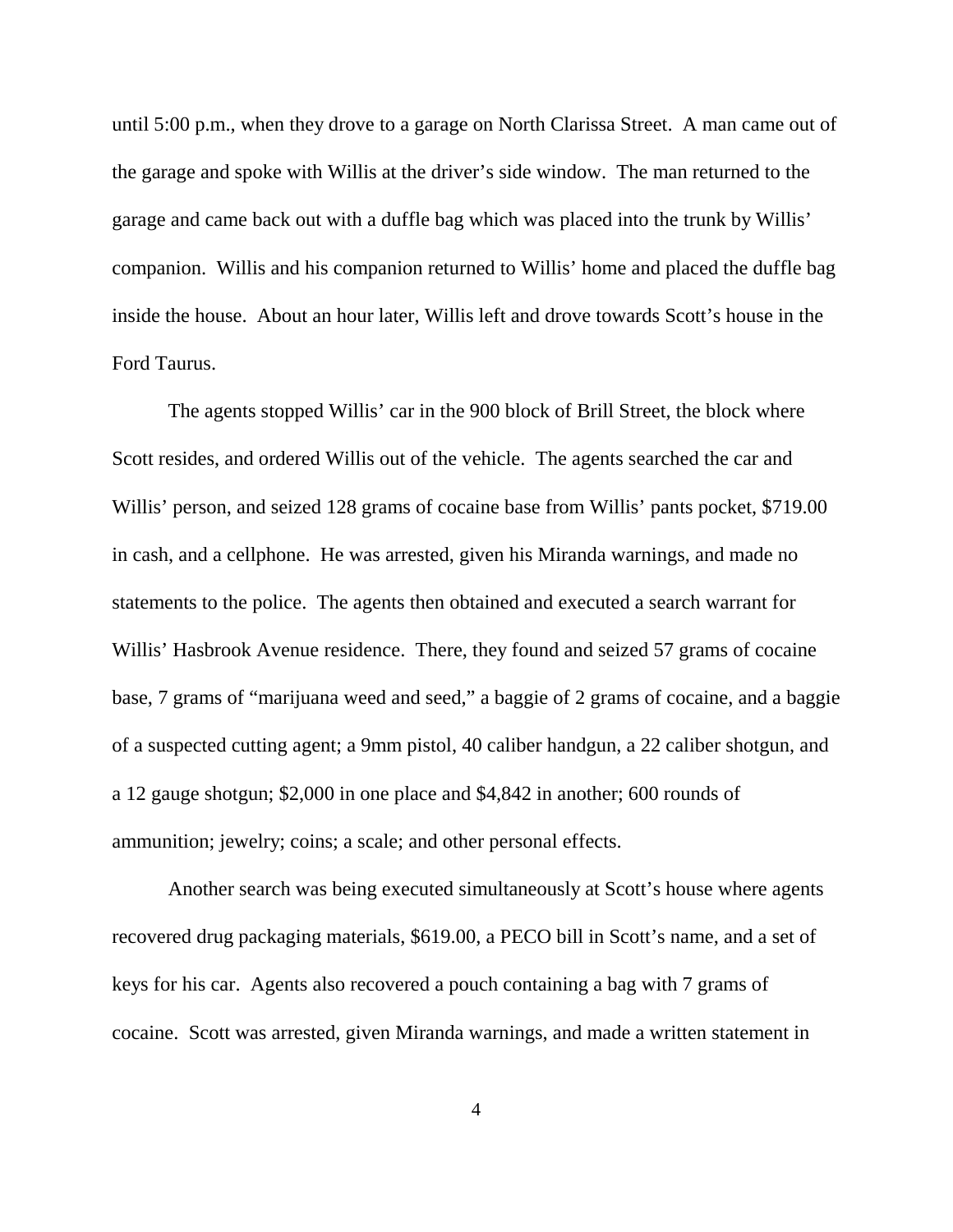until 5:00 p.m., when they drove to a garage on North Clarissa Street. A man came out of the garage and spoke with Willis at the driver's side window. The man returned to the garage and came back out with a duffle bag which was placed into the trunk by Willis' companion. Willis and his companion returned to Willis' home and placed the duffle bag inside the house. About an hour later, Willis left and drove towards Scott's house in the Ford Taurus.

The agents stopped Willis' car in the 900 block of Brill Street, the block where Scott resides, and ordered Willis out of the vehicle. The agents searched the car and Willis' person, and seized 128 grams of cocaine base from Willis' pants pocket, $719.00 in cash, and a cellphone. He was arrested, given his Miranda warnings, and made no statements to the police. The agents then obtained and executed a search warrant for Willis' Hasbrook Avenue residence. There, they found and seized 57 grams of cocaine base, 7 grams of "marijuana weed and seed," a baggie of 2 grams of cocaine, and a baggie of a suspected cutting agent; a 9mm pistol, 40 caliber handgun, a 22 caliber shotgun, and a 12 gauge shotgun; $2,000 in one place and $4,842 in another; 600 rounds of ammunition; jewelry; coins; a scale; and other personal effects.

Another search was being executed simultaneously at Scott's house where agents recovered drug packaging materials, $619.00, a PECO bill in Scott's name, and a set of keys for his car. Agents also recovered a pouch containing a bag with 7 grams of cocaine. Scott was arrested, given Miranda warnings, and made a written statement in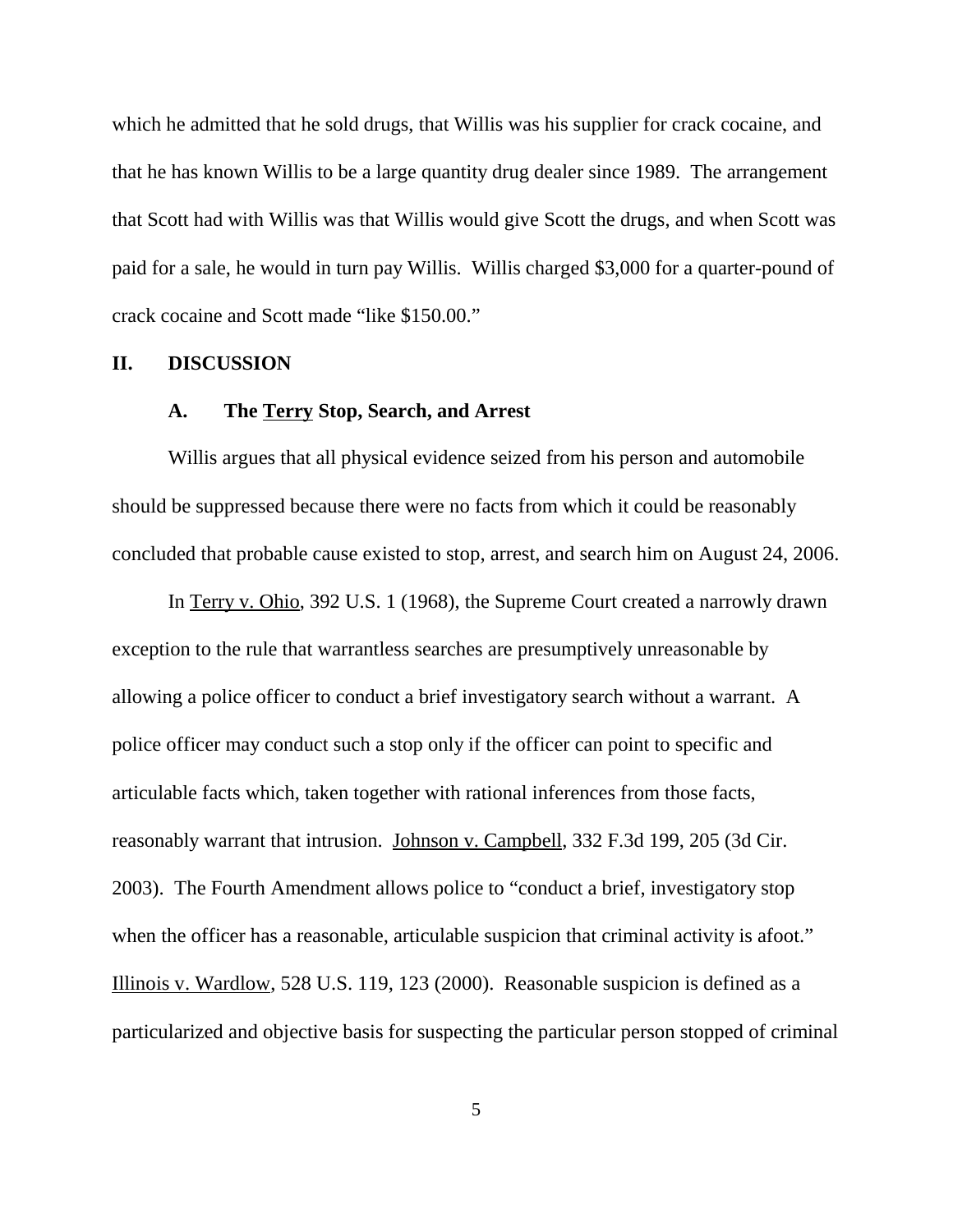which he admitted that he sold drugs, that Willis was his supplier for crack cocaine, and that he has known Willis to be a large quantity drug dealer since 1989. The arrangement that Scott had with Willis was that Willis would give Scott the drugs, and when Scott was paid for a sale, he would in turn pay Willis. Willis charged $3,000 for a quarter-pound of crack cocaine and Scott made "like $150.00."

## II. DISCUSSION

### A. The Terry Stop, Search, and Arrest

Willis argues that all physical evidence seized from his person and automobile should be suppressed because there were no facts from which it could be reasonably concluded that probable cause existed to stop, arrest, and search him on August 24, 2006.

In Terry v. Ohio, 392 U.S. 1 (1968), the Supreme Court created a narrowly drawn exception to the rule that warrantless searches are presumptively unreasonable by allowing a police officer to conduct a brief investigatory search without a warrant. A police officer may conduct such a stop only if the officer can point to specific and articulable facts which, taken together with rational inferences from those facts, reasonably warrant that intrusion. Johnson v. Campbell, 332 F.3d 199, 205 (3d Cir. 2003). The Fourth Amendment allows police to "conduct a brief, investigatory stop when the officer has a reasonable, articulable suspicion that criminal activity is afoot." Illinois v. Wardlow, 528 U.S. 119, 123 (2000). Reasonable suspicion is defined as a particularized and objective basis for suspecting the particular person stopped of criminal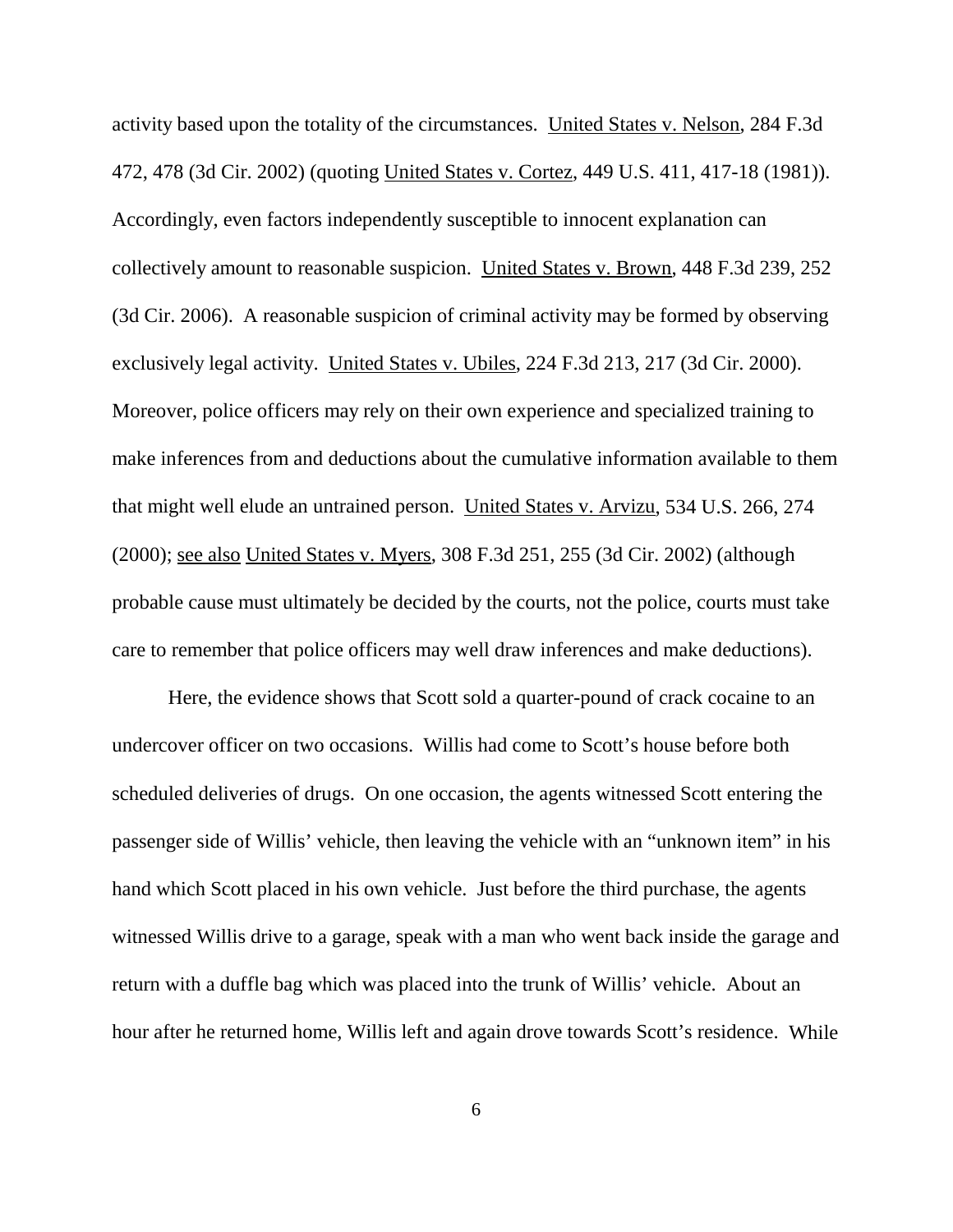activity based upon the totality of the circumstances. United States v. Nelson, 284 F.3d 472, 478 (3d Cir. 2002) (quoting United States v. Cortez, 449 U.S. 411, 417-18 (1981)). Accordingly, even factors independently susceptible to innocent explanation can collectively amount to reasonable suspicion. United States v. Brown, 448 F.3d 239, 252 (3d Cir. 2006). A reasonable suspicion of criminal activity may be formed by observing exclusively legal activity. United States v. Ubiles, 224 F.3d 213, 217 (3d Cir. 2000). Moreover, police officers may rely on their own experience and specialized training to make inferences from and deductions about the cumulative information available to them that might well elude an untrained person. United States v. Arvizu, 534 U.S. 266, 274 (2000); see also United States v. Myers, 308 F.3d 251, 255 (3d Cir. 2002) (although probable cause must ultimately be decided by the courts, not the police, courts must take care to remember that police officers may well draw inferences and make deductions).

Here, the evidence shows that Scott sold a quarter-pound of crack cocaine to an undercover officer on two occasions. Willis had come to Scott's house before both scheduled deliveries of drugs. On one occasion, the agents witnessed Scott entering the passenger side of Willis' vehicle, then leaving the vehicle with an "unknown item" in his hand which Scott placed in his own vehicle. Just before the third purchase, the agents witnessed Willis drive to a garage, speak with a man who went back inside the garage and return with a duffle bag which was placed into the trunk of Willis' vehicle. About an hour after he returned home, Willis left and again drove towards Scott's residence. While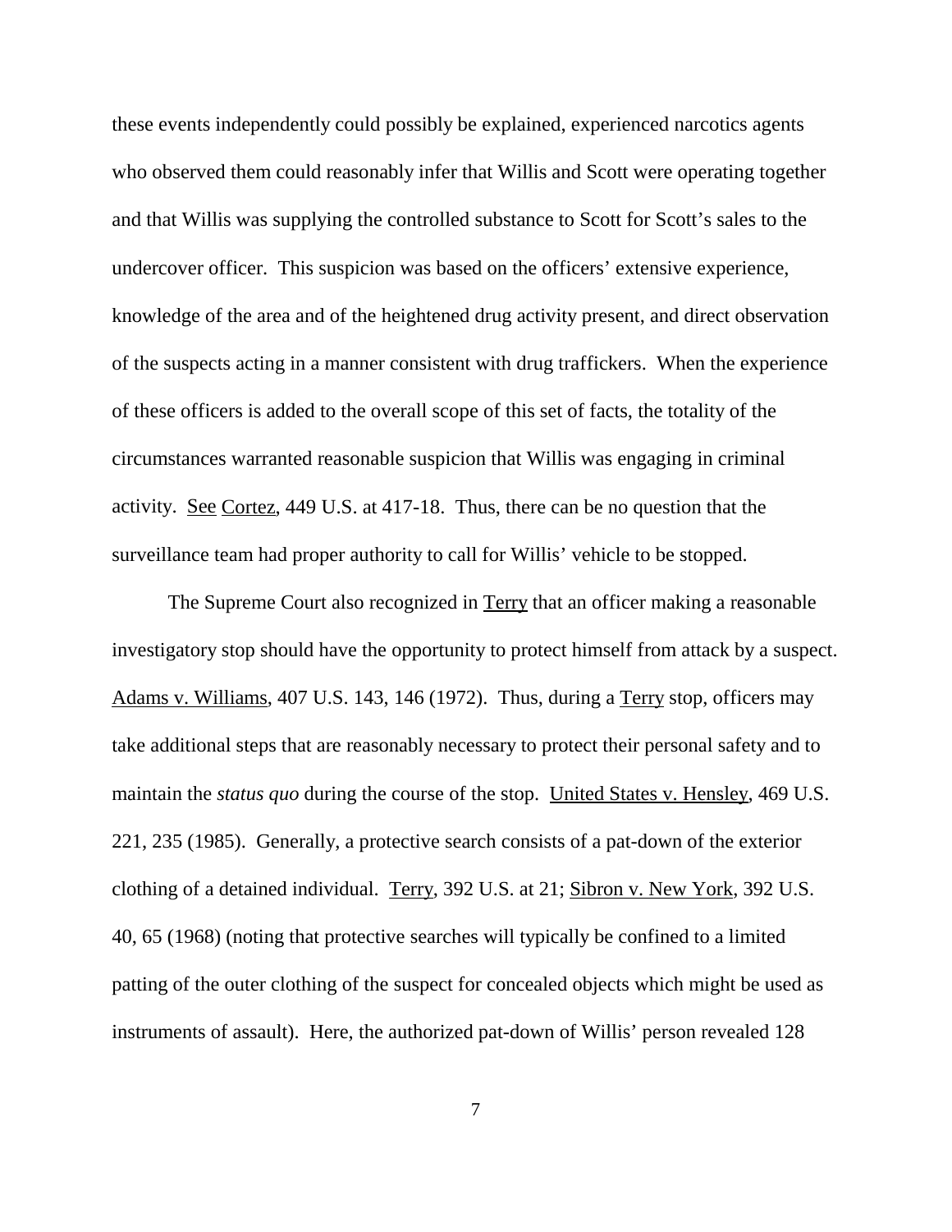these events independently could possibly be explained, experienced narcotics agents who observed them could reasonably infer that Willis and Scott were operating together and that Willis was supplying the controlled substance to Scott for Scott's sales to the undercover officer. This suspicion was based on the officers' extensive experience, knowledge of the area and of the heightened drug activity present, and direct observation of the suspects acting in a manner consistent with drug traffickers. When the experience of these officers is added to the overall scope of this set of facts, the totality of the circumstances warranted reasonable suspicion that Willis was engaging in criminal activity. See Cortez, 449 U.S. at 417-18. Thus, there can be no question that the surveillance team had proper authority to call for Willis' vehicle to be stopped.

The Supreme Court also recognized in Terry that an officer making a reasonable investigatory stop should have the opportunity to protect himself from attack by a suspect. Adams v. Williams, 407 U.S. 143, 146 (1972). Thus, during a Terry stop, officers may take additional steps that are reasonably necessary to protect their personal safety and to maintain the *status quo* during the course of the stop. United States v. Hensley, 469 U.S. 221, 235 (1985). Generally, a protective search consists of a pat-down of the exterior clothing of a detained individual. Terry, 392 U.S. at 21; Sibron v. New York, 392 U.S. 40, 65 (1968) (noting that protective searches will typically be confined to a limited patting of the outer clothing of the suspect for concealed objects which might be used as instruments of assault). Here, the authorized pat-down of Willis' person revealed 128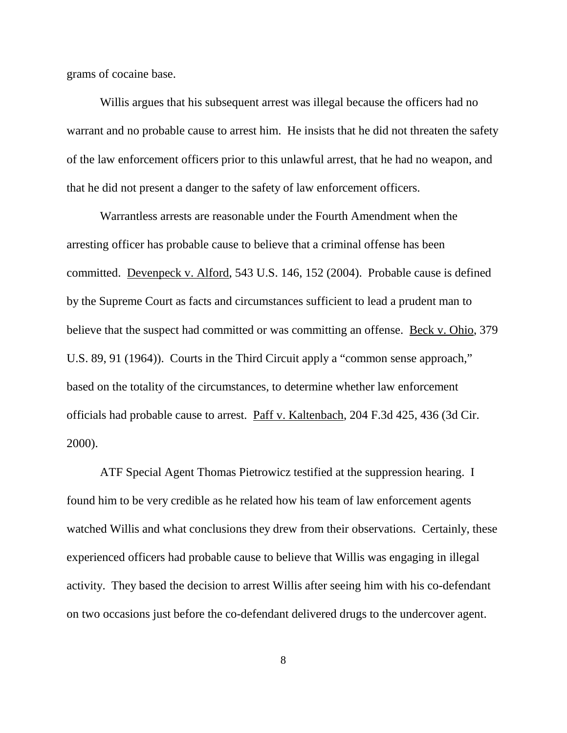grams of cocaine base.

Willis argues that his subsequent arrest was illegal because the officers had no warrant and no probable cause to arrest him. He insists that he did not threaten the safety of the law enforcement officers prior to this unlawful arrest, that he had no weapon, and that he did not present a danger to the safety of law enforcement officers.

Warrantless arrests are reasonable under the Fourth Amendment when the arresting officer has probable cause to believe that a criminal offense has been committed. Devenpeck v. Alford, 543 U.S. 146, 152 (2004). Probable cause is defined by the Supreme Court as facts and circumstances sufficient to lead a prudent man to believe that the suspect had committed or was committing an offense. Beck v. Ohio, 379 U.S. 89, 91 (1964)). Courts in the Third Circuit apply a "common sense approach," based on the totality of the circumstances, to determine whether law enforcement officials had probable cause to arrest. Paff v. Kaltenbach, 204 F.3d 425, 436 (3d Cir. 2000).

ATF Special Agent Thomas Pietrowicz testified at the suppression hearing. I found him to be very credible as he related how his team of law enforcement agents watched Willis and what conclusions they drew from their observations. Certainly, these experienced officers had probable cause to believe that Willis was engaging in illegal activity. They based the decision to arrest Willis after seeing him with his co-defendant on two occasions just before the co-defendant delivered drugs to the undercover agent.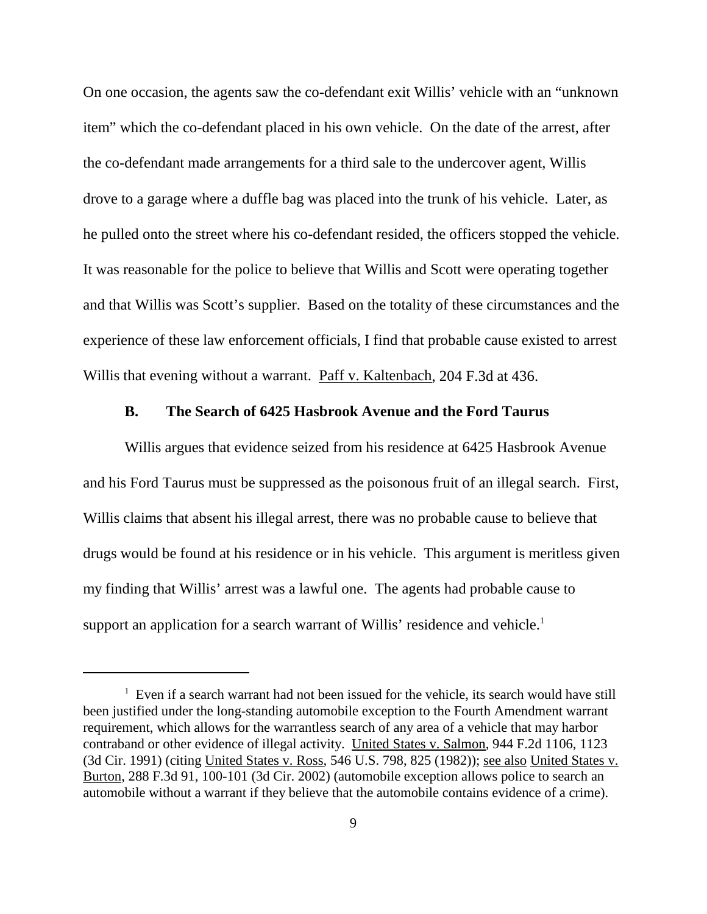On one occasion, the agents saw the co-defendant exit Willis' vehicle with an "unknown item" which the co-defendant placed in his own vehicle. On the date of the arrest, after the co-defendant made arrangements for a third sale to the undercover agent, Willis drove to a garage where a duffle bag was placed into the trunk of his vehicle. Later, as he pulled onto the street where his co-defendant resided, the officers stopped the vehicle. It was reasonable for the police to believe that Willis and Scott were operating together and that Willis was Scott's supplier. Based on the totality of these circumstances and the experience of these law enforcement officials, I find that probable cause existed to arrest Willis that evening without a warrant. Paff v. Kaltenbach, 204 F.3d at 436.

### B. The Search of 6425 Hasbrook Avenue and the Ford Taurus

Willis argues that evidence seized from his residence at 6425 Hasbrook Avenue and his Ford Taurus must be suppressed as the poisonous fruit of an illegal search. First, Willis claims that absent his illegal arrest, there was no probable cause to believe that drugs would be found at his residence or in his vehicle. This argument is meritless given my finding that Willis' arrest was a lawful one. The agents had probable cause to support an application for a search warrant of Willis' residence and vehicle.[1]

---

[1] Even if a search warrant had not been issued for the vehicle, its search would have still been justified under the long-standing automobile exception to the Fourth Amendment warrant requirement, which allows for the warrantless search of any area of a vehicle that may harbor contraband or other evidence of illegal activity. United States v. Salmon, 944 F.2d 1106, 1123 (3d Cir. 1991) (citing United States v. Ross, 546 U.S. 798, 825 (1982)); see also United States v. Burton, 288 F.3d 91, 100-101 (3d Cir. 2002) (automobile exception allows police to search an automobile without a warrant if they believe that the automobile contains evidence of a crime).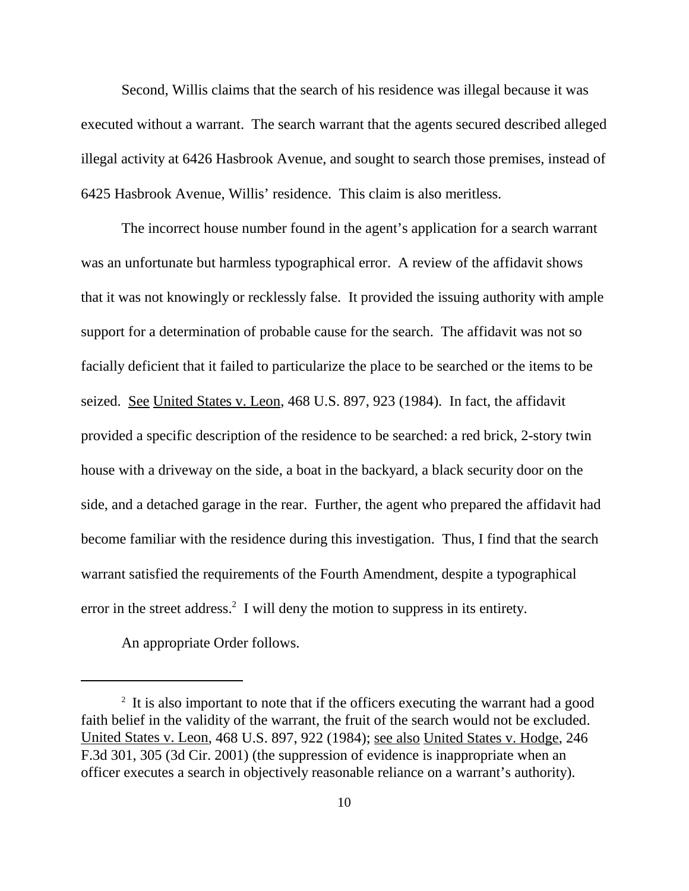Second, Willis claims that the search of his residence was illegal because it was executed without a warrant. The search warrant that the agents secured described alleged illegal activity at 6426 Hasbrook Avenue, and sought to search those premises, instead of 6425 Hasbrook Avenue, Willis' residence. This claim is also meritless.

The incorrect house number found in the agent's application for a search warrant was an unfortunate but harmless typographical error. A review of the affidavit shows that it was not knowingly or recklessly false. It provided the issuing authority with ample support for a determination of probable cause for the search. The affidavit was not so facially deficient that it failed to particularize the place to be searched or the items to be seized. See United States v. Leon, 468 U.S. 897, 923 (1984). In fact, the affidavit provided a specific description of the residence to be searched: a red brick, 2-story twin house with a driveway on the side, a boat in the backyard, a black security door on the side, and a detached garage in the rear. Further, the agent who prepared the affidavit had become familiar with the residence during this investigation. Thus, I find that the search warrant satisfied the requirements of the Fourth Amendment, despite a typographical error in the street address.[2] I will deny the motion to suppress in its entirety.

An appropriate Order follows.

---

[2] It is also important to note that if the officers executing the warrant had a good faith belief in the validity of the warrant, the fruit of the search would not be excluded. United States v. Leon, 468 U.S. 897, 922 (1984); see also United States v. Hodge, 246 F.3d 301, 305 (3d Cir. 2001) (the suppression of evidence is inappropriate when an officer executes a search in objectively reasonable reliance on a warrant's authority).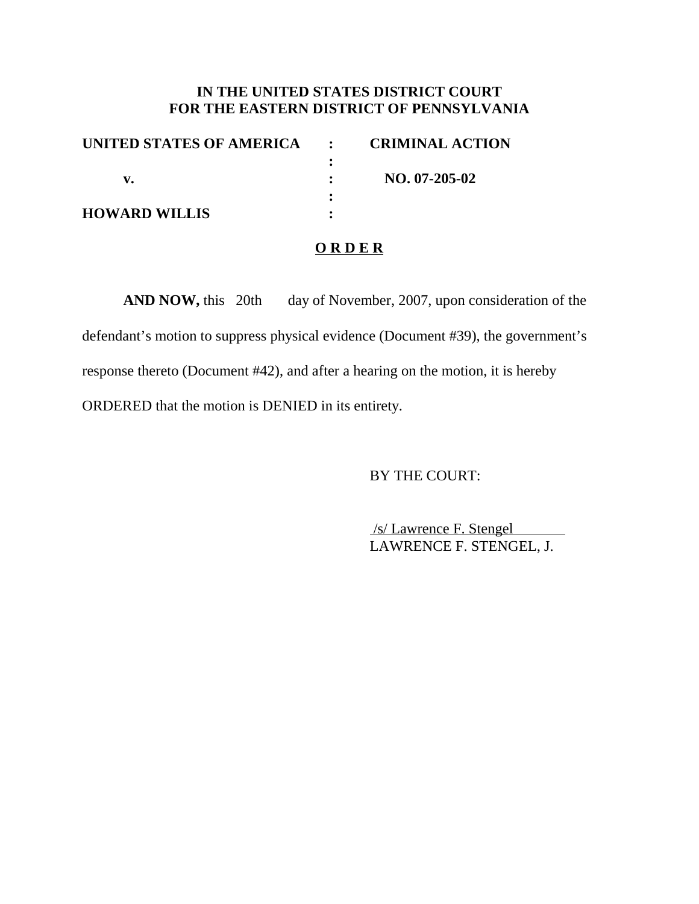**IN THE UNITED STATES DISTRICT COURT**
**FOR THE EASTERN DISTRICT OF PENNSYLVANIA**

| | | |
|---|---|---|
| **UNITED STATES OF AMERICA** | : | **CRIMINAL ACTION** |
| | : | |
| **v.** | : | **NO. 07-205-02** |
| | : | |
| **HOWARD WILLIS** | : | |

**O R D E R**

**AND NOW,** this 20th day of November, 2007, upon consideration of the defendant's motion to suppress physical evidence (Document #39), the government's response thereto (Document #42), and after a hearing on the motion, it is hereby ORDERED that the motion is DENIED in its entirety.

BY THE COURT:

/s/ Lawrence F. Stengel
LAWRENCE F. STENGEL, J.